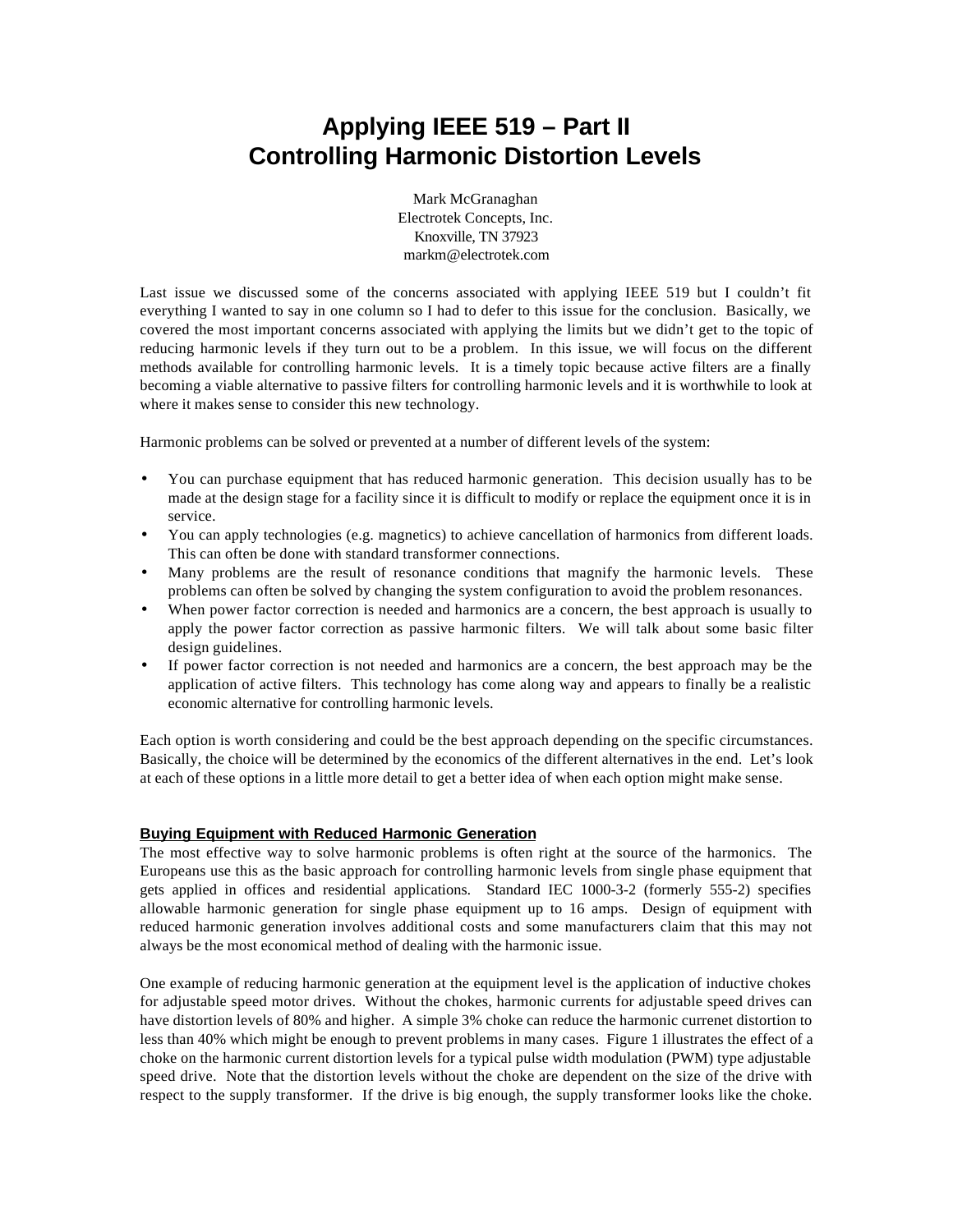# Applying IEEE 519 – Part II
# Controlling Harmonic Distortion Levels

Mark McGranaghan
Electrotek Concepts, Inc.
Knoxville, TN 37923
markm@electrotek.com

Last issue we discussed some of the concerns associated with applying IEEE 519 but I couldn't fit everything I wanted to say in one column so I had to defer to this issue for the conclusion. Basically, we covered the most important concerns associated with applying the limits but we didn't get to the topic of reducing harmonic levels if they turn out to be a problem. In this issue, we will focus on the different methods available for controlling harmonic levels. It is a timely topic because active filters are a finally becoming a viable alternative to passive filters for controlling harmonic levels and it is worthwhile to look at where it makes sense to consider this new technology.

Harmonic problems can be solved or prevented at a number of different levels of the system:

- You can purchase equipment that has reduced harmonic generation. This decision usually has to be made at the design stage for a facility since it is difficult to modify or replace the equipment once it is in service.
- You can apply technologies (e.g. magnetics) to achieve cancellation of harmonics from different loads. This can often be done with standard transformer connections.
- Many problems are the result of resonance conditions that magnify the harmonic levels. These problems can often be solved by changing the system configuration to avoid the problem resonances.
- When power factor correction is needed and harmonics are a concern, the best approach is usually to apply the power factor correction as passive harmonic filters. We will talk about some basic filter design guidelines.
- If power factor correction is not needed and harmonics are a concern, the best approach may be the application of active filters. This technology has come along way and appears to finally be a realistic economic alternative for controlling harmonic levels.

Each option is worth considering and could be the best approach depending on the specific circumstances. Basically, the choice will be determined by the economics of the different alternatives in the end. Let's look at each of these options in a little more detail to get a better idea of when each option might make sense.

## Buying Equipment with Reduced Harmonic Generation

The most effective way to solve harmonic problems is often right at the source of the harmonics. The Europeans use this as the basic approach for controlling harmonic levels from single phase equipment that gets applied in offices and residential applications. Standard IEC 1000-3-2 (formerly 555-2) specifies allowable harmonic generation for single phase equipment up to 16 amps. Design of equipment with reduced harmonic generation involves additional costs and some manufacturers claim that this may not always be the most economical method of dealing with the harmonic issue.

One example of reducing harmonic generation at the equipment level is the application of inductive chokes for adjustable speed motor drives. Without the chokes, harmonic currents for adjustable speed drives can have distortion levels of 80% and higher. A simple 3% choke can reduce the harmonic currenet distortion to less than 40% which might be enough to prevent problems in many cases. Figure 1 illustrates the effect of a choke on the harmonic current distortion levels for a typical pulse width modulation (PWM) type adjustable speed drive. Note that the distortion levels without the choke are dependent on the size of the drive with respect to the supply transformer. If the drive is big enough, the supply transformer looks like the choke.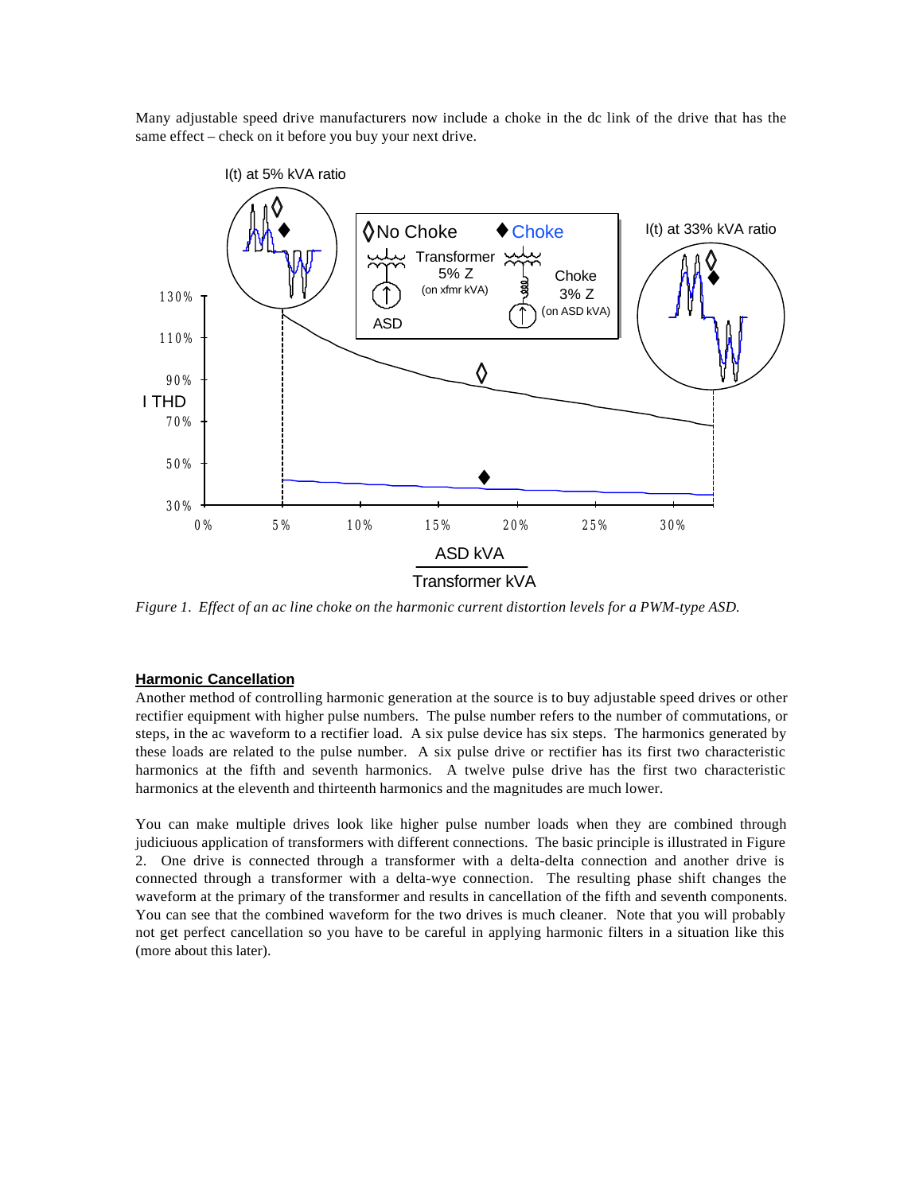Many adjustable speed drive manufacturers now include a choke in the dc link of the drive that has the same effect – check on it before you buy your next drive.

*Figure 1. Effect of an ac line choke on the harmonic current distortion levels for a PWM-type ASD.*

## Harmonic Cancellation

Another method of controlling harmonic generation at the source is to buy adjustable speed drives or other rectifier equipment with higher pulse numbers. The pulse number refers to the number of commutations, or steps, in the ac waveform to a rectifier load. A six pulse device has six steps. The harmonics generated by these loads are related to the pulse number. A six pulse drive or rectifier has its first two characteristic harmonics at the fifth and seventh harmonics. A twelve pulse drive has the first two characteristic harmonics at the eleventh and thirteenth harmonics and the magnitudes are much lower.

You can make multiple drives look like higher pulse number loads when they are combined through judiciuous application of transformers with different connections. The basic principle is illustrated in Figure 2. One drive is connected through a transformer with a delta-delta connection and another drive is connected through a transformer with a delta-wye connection. The resulting phase shift changes the waveform at the primary of the transformer and results in cancellation of the fifth and seventh components. You can see that the combined waveform for the two drives is much cleaner. Note that you will probably not get perfect cancellation so you have to be careful in applying harmonic filters in a situation like this (more about this later).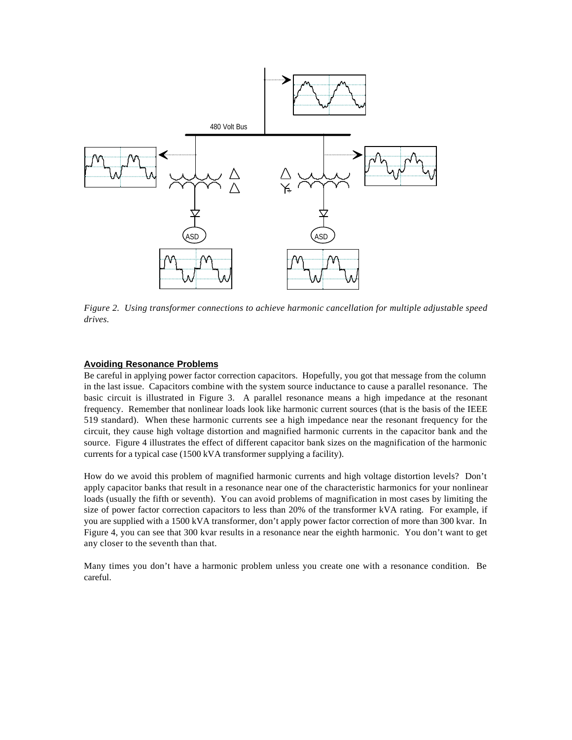*Figure 2. Using transformer connections to achieve harmonic cancellation for multiple adjustable speed drives.*

## Avoiding Resonance Problems

Be careful in applying power factor correction capacitors. Hopefully, you got that message from the column in the last issue. Capacitors combine with the system source inductance to cause a parallel resonance. The basic circuit is illustrated in Figure 3. A parallel resonance means a high impedance at the resonant frequency. Remember that nonlinear loads look like harmonic current sources (that is the basis of the IEEE 519 standard). When these harmonic currents see a high impedance near the resonant frequency for the circuit, they cause high voltage distortion and magnified harmonic currents in the capacitor bank and the source. Figure 4 illustrates the effect of different capacitor bank sizes on the magnification of the harmonic currents for a typical case (1500 kVA transformer supplying a facility).

How do we avoid this problem of magnified harmonic currents and high voltage distortion levels? Don't apply capacitor banks that result in a resonance near one of the characteristic harmonics for your nonlinear loads (usually the fifth or seventh). You can avoid problems of magnification in most cases by limiting the size of power factor correction capacitors to less than 20% of the transformer kVA rating. For example, if you are supplied with a 1500 kVA transformer, don't apply power factor correction of more than 300 kvar. In Figure 4, you can see that 300 kvar results in a resonance near the eighth harmonic. You don't want to get any closer to the seventh than that.

Many times you don't have a harmonic problem unless you create one with a resonance condition. Be careful.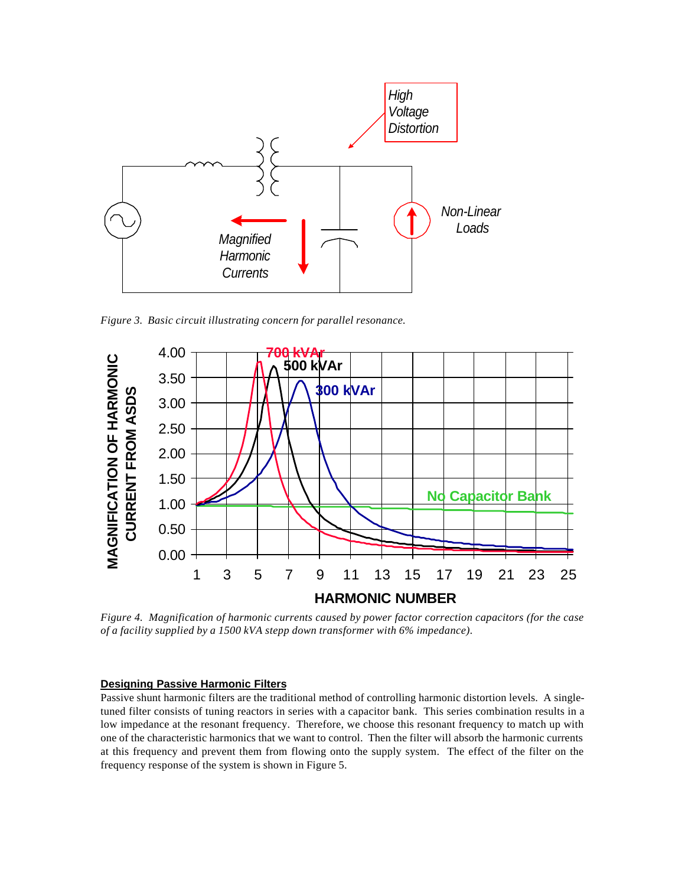*Figure 3. Basic circuit illustrating concern for parallel resonance.*

*Figure 4. Magnification of harmonic currents caused by power factor correction capacitors (for the case of a facility supplied by a 1500 kVA stepp down transformer with 6% impedance).*

## Designing Passive Harmonic Filters

Passive shunt harmonic filters are the traditional method of controlling harmonic distortion levels. A single-tuned filter consists of tuning reactors in series with a capacitor bank. This series combination results in a low impedance at the resonant frequency. Therefore, we choose this resonant frequency to match up with one of the characteristic harmonics that we want to control. Then the filter will absorb the harmonic currents at this frequency and prevent them from flowing onto the supply system. The effect of the filter on the frequency response of the system is shown in Figure 5.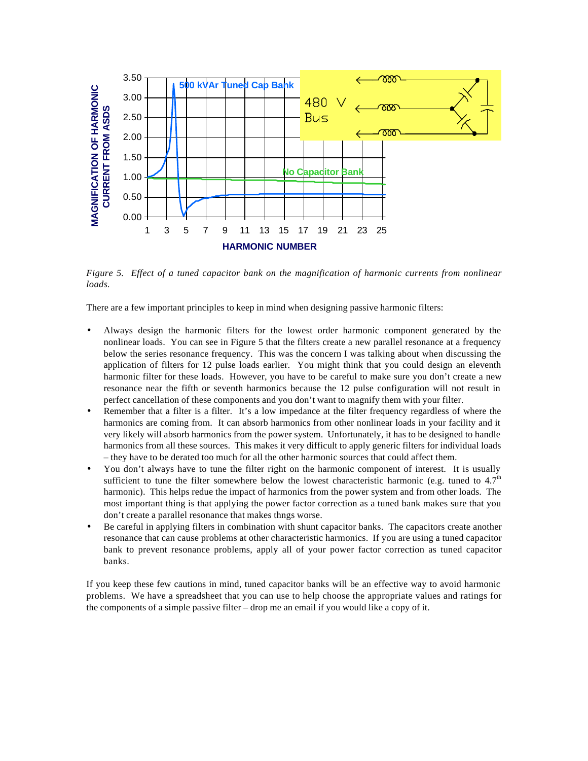*Figure 5. Effect of a tuned capacitor bank on the magnification of harmonic currents from nonlinear loads.*

There are a few important principles to keep in mind when designing passive harmonic filters:

- Always design the harmonic filters for the lowest order harmonic component generated by the nonlinear loads. You can see in Figure 5 that the filters create a new parallel resonance at a frequency below the series resonance frequency. This was the concern I was talking about when discussing the application of filters for 12 pulse loads earlier. You might think that you could design an eleventh harmonic filter for these loads. However, you have to be careful to make sure you don't create a new resonance near the fifth or seventh harmonics because the 12 pulse configuration will not result in perfect cancellation of these components and you don't want to magnify them with your filter.
- Remember that a filter is a filter. It's a low impedance at the filter frequency regardless of where the harmonics are coming from. It can absorb harmonics from other nonlinear loads in your facility and it very likely will absorb harmonics from the power system. Unfortunately, it has to be designed to handle harmonics from all these sources. This makes it very difficult to apply generic filters for individual loads – they have to be derated too much for all the other harmonic sources that could affect them.
- You don't always have to tune the filter right on the harmonic component of interest. It is usually sufficient to tune the filter somewhere below the lowest characteristic harmonic (e.g. tuned to 4.7th harmonic). This helps redue the impact of harmonics from the power system and from other loads. The most important thing is that applying the power factor correction as a tuned bank makes sure that you don't create a parallel resonance that makes thngs worse.
- Be careful in applying filters in combination with shunt capacitor banks. The capacitors create another resonance that can cause problems at other characteristic harmonics. If you are using a tuned capacitor bank to prevent resonance problems, apply all of your power factor correction as tuned capacitor banks.

If you keep these few cautions in mind, tuned capacitor banks will be an effective way to avoid harmonic problems. We have a spreadsheet that you can use to help choose the appropriate values and ratings for the components of a simple passive filter – drop me an email if you would like a copy of it.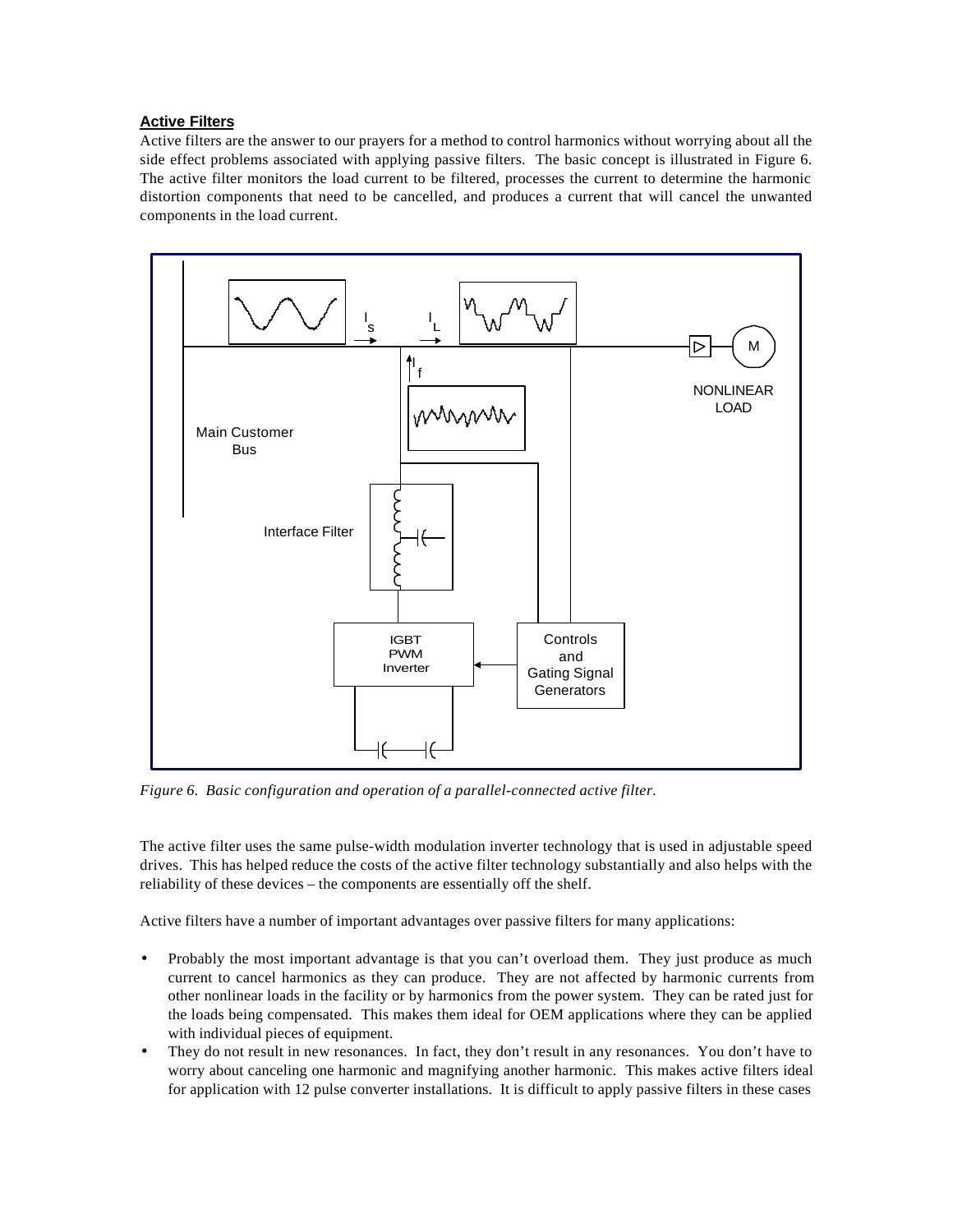**Active Filters**

Active filters are the answer to our prayers for a method to control harmonics without worrying about all the side effect problems associated with applying passive filters. The basic concept is illustrated in Figure 6. The active filter monitors the load current to be filtered, processes the current to determine the harmonic distortion components that need to be cancelled, and produces a current that will cancel the unwanted components in the load current.

*Figure 6. Basic configuration and operation of a parallel-connected active filter.*

The active filter uses the same pulse-width modulation inverter technology that is used in adjustable speed drives. This has helped reduce the costs of the active filter technology substantially and also helps with the reliability of these devices – the components are essentially off the shelf.

Active filters have a number of important advantages over passive filters for many applications:

- Probably the most important advantage is that you can't overload them. They just produce as much current to cancel harmonics as they can produce. They are not affected by harmonic currents from other nonlinear loads in the facility or by harmonics from the power system. They can be rated just for the loads being compensated. This makes them ideal for OEM applications where they can be applied with individual pieces of equipment.
- They do not result in new resonances. In fact, they don't result in any resonances. You don't have to worry about canceling one harmonic and magnifying another harmonic. This makes active filters ideal for application with 12 pulse converter installations. It is difficult to apply passive filters in these cases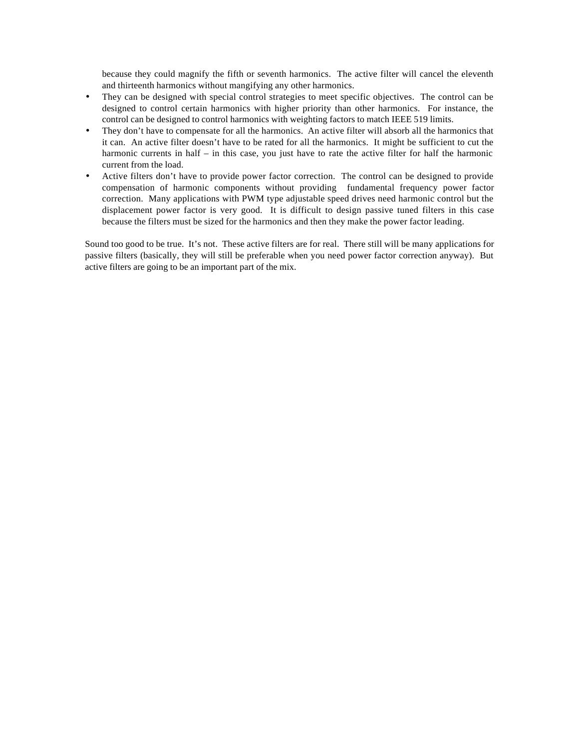because they could magnify the fifth or seventh harmonics. The active filter will cancel the eleventh and thirteenth harmonics without mangifying any other harmonics.

- They can be designed with special control strategies to meet specific objectives. The control can be designed to control certain harmonics with higher priority than other harmonics. For instance, the control can be designed to control harmonics with weighting factors to match IEEE 519 limits.
- They don't have to compensate for all the harmonics. An active filter will absorb all the harmonics that it can. An active filter doesn't have to be rated for all the harmonics. It might be sufficient to cut the harmonic currents in half – in this case, you just have to rate the active filter for half the harmonic current from the load.
- Active filters don't have to provide power factor correction. The control can be designed to provide compensation of harmonic components without providing fundamental frequency power factor correction. Many applications with PWM type adjustable speed drives need harmonic control but the displacement power factor is very good. It is difficult to design passive tuned filters in this case because the filters must be sized for the harmonics and then they make the power factor leading.

Sound too good to be true. It's not. These active filters are for real. There still will be many applications for passive filters (basically, they will still be preferable when you need power factor correction anyway). But active filters are going to be an important part of the mix.